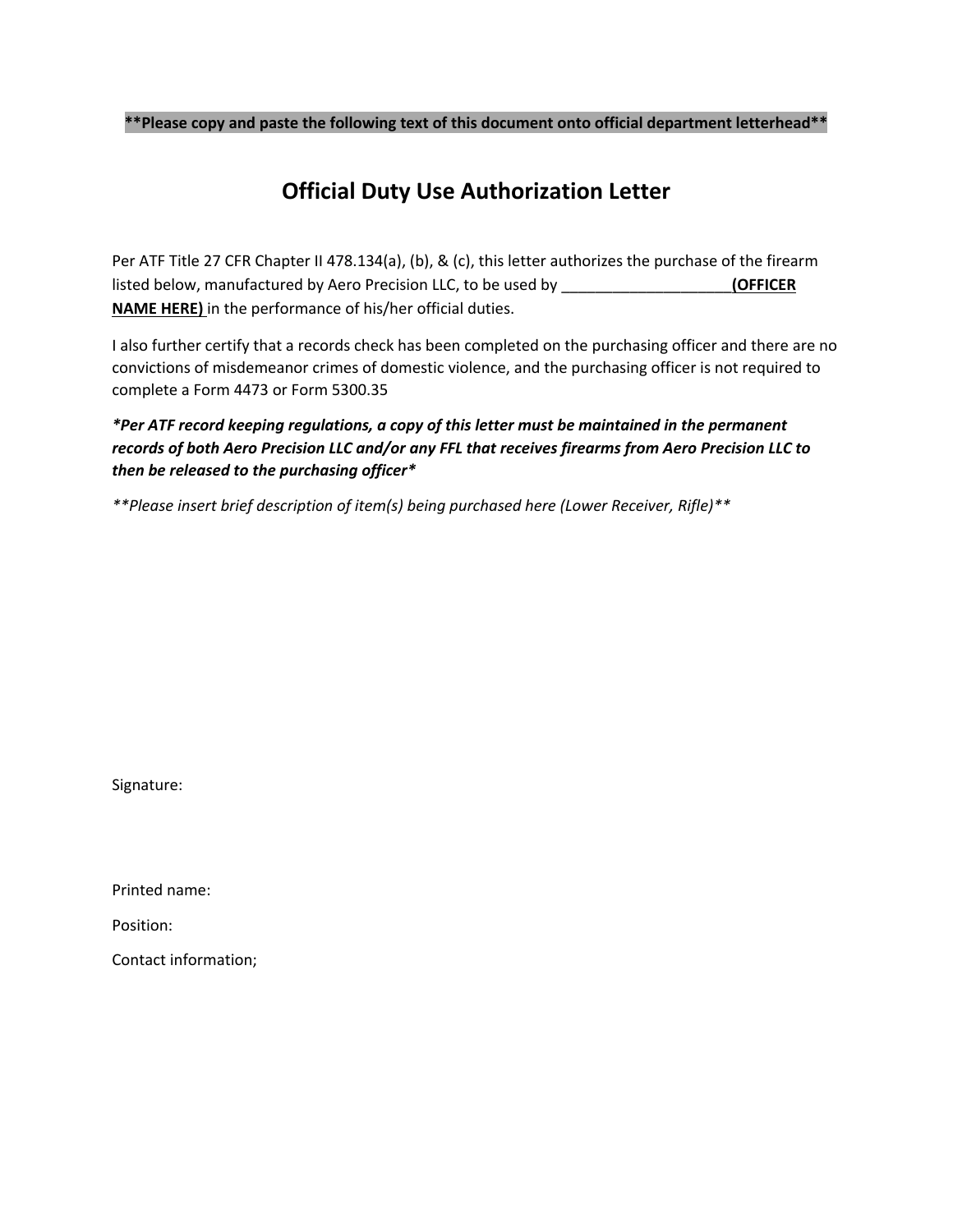**Please copy and paste the following text of this document onto official department letterhead**

# Official Duty Use Authorization Letter

Per ATF Title 27 CFR Chapter II 478.134(a), (b), & (c), this letter authorizes the purchase of the firearm listed below, manufactured by Aero Precision LLC, to be used by ____________________**(OFFICER NAME HERE)** in the performance of his/her official duties.

I also further certify that a records check has been completed on the purchasing officer and there are no convictions of misdemeanor crimes of domestic violence, and the purchasing officer is not required to complete a Form 4473 or Form 5300.35

***Per ATF record keeping regulations, a copy of this letter must be maintained in the permanent records of both Aero Precision LLC and/or any FFL that receives firearms from Aero Precision LLC to then be released to the purchasing officer***

***Please insert brief description of item(s) being purchased here (Lower Receiver, Rifle)***

Signature:

Printed name:

Position:

Contact information;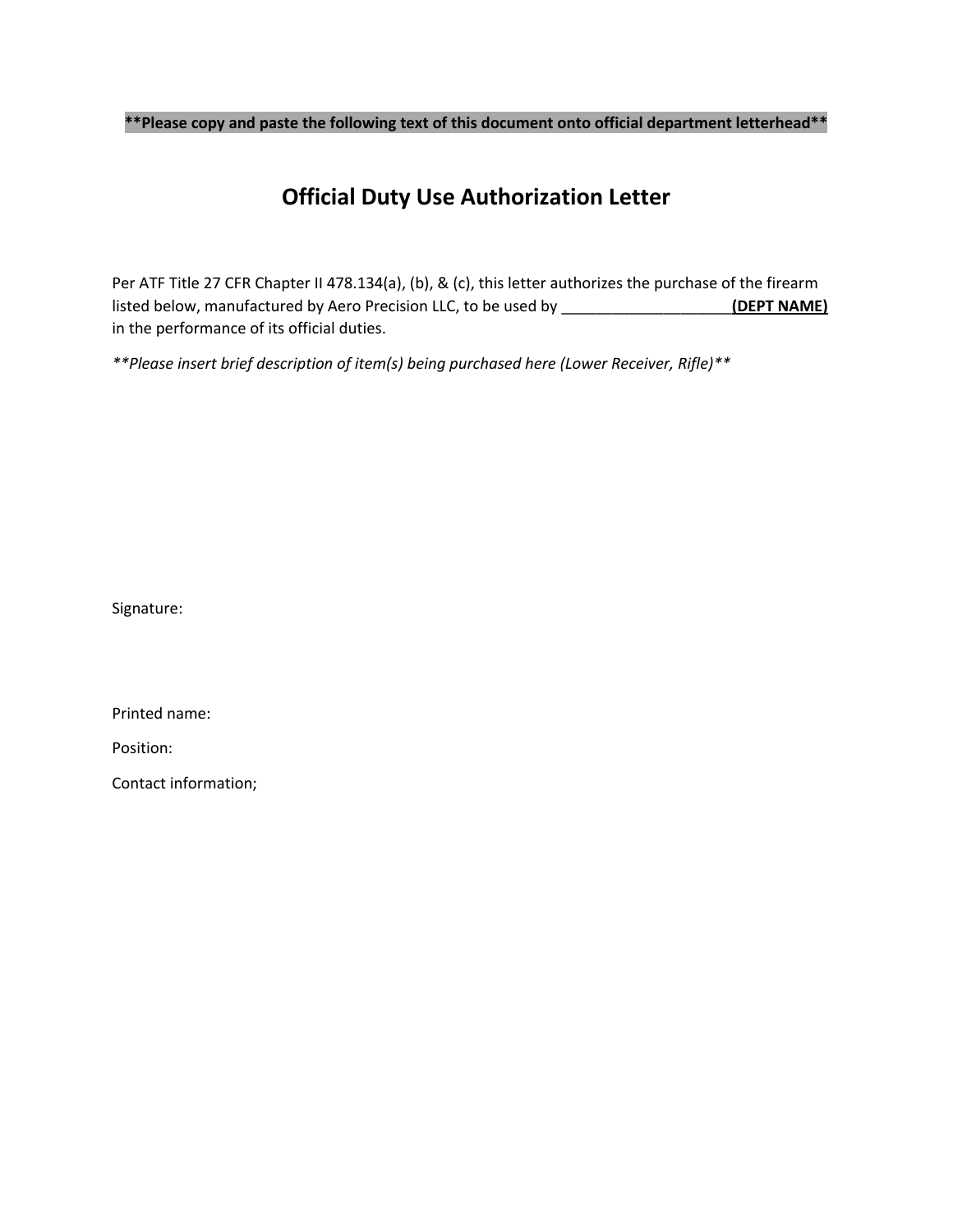**Please copy and paste the following text of this document onto official department letterhead**

# Official Duty Use Authorization Letter

Per ATF Title 27 CFR Chapter II 478.134(a), (b), & (c), this letter authorizes the purchase of the firearm listed below, manufactured by Aero Precision LLC, to be used by ____________________**(DEPT NAME)** in the performance of its official duties.

*\*\*Please insert brief description of item(s) being purchased here (Lower Receiver, Rifle)\*\**

Signature:

Printed name:

Position:

Contact information;